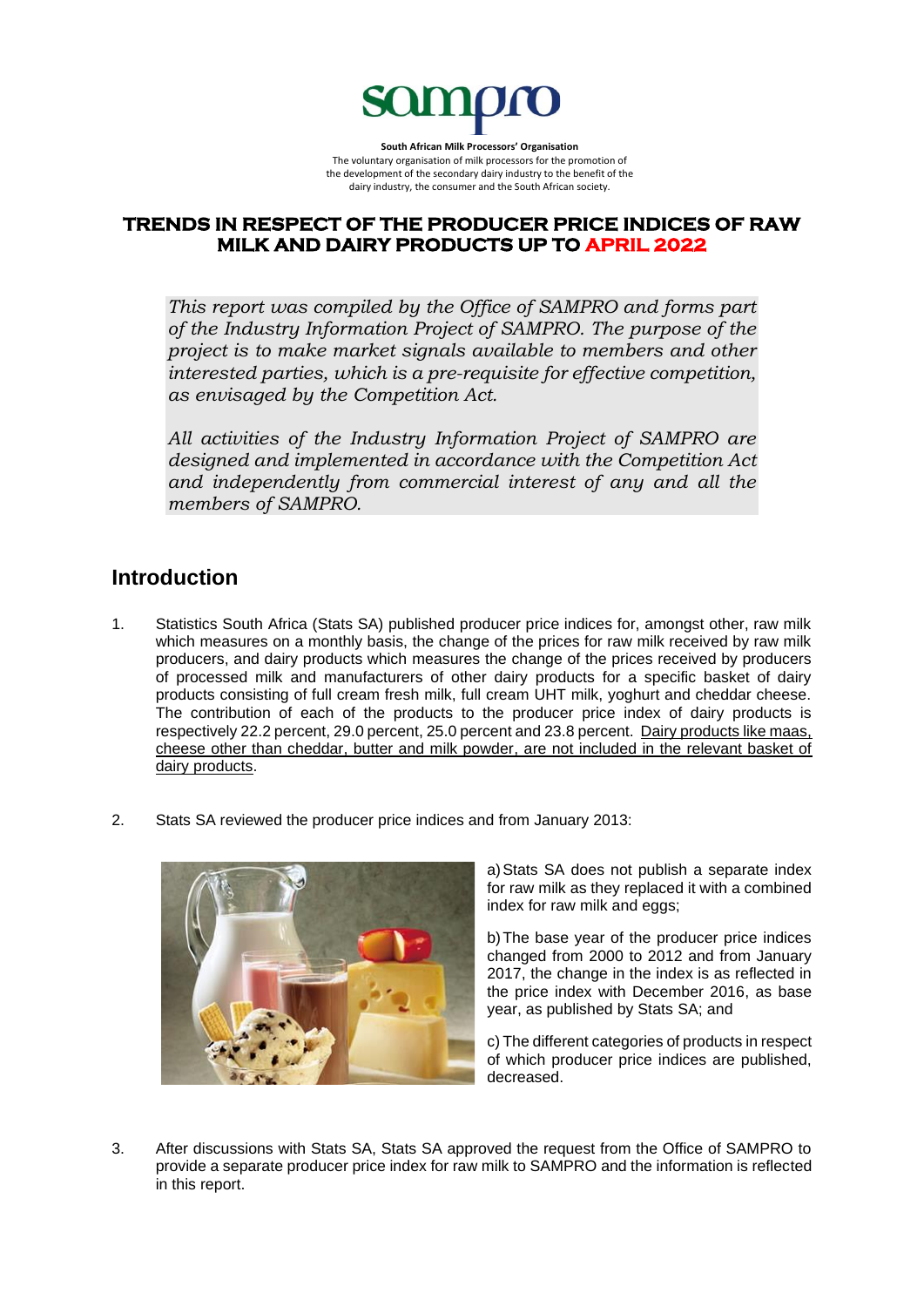sampro

**South African Milk Processors' Organisation**
The voluntary organisation of milk processors for the promotion of the development of the secondary dairy industry to the benefit of the dairy industry, the consumer and the South African society.

# TRENDS IN RESPECT OF THE PRODUCER PRICE INDICES OF RAW MILK AND DAIRY PRODUCTS UP TO APRIL 2022

*This report was compiled by the Office of SAMPRO and forms part of the Industry Information Project of SAMPRO. The purpose of the project is to make market signals available to members and other interested parties, which is a pre-requisite for effective competition, as envisaged by the Competition Act.*

*All activities of the Industry Information Project of SAMPRO are designed and implemented in accordance with the Competition Act and independently from commercial interest of any and all the members of SAMPRO.*

## Introduction

1. Statistics South Africa (Stats SA) published producer price indices for, amongst other, raw milk which measures on a monthly basis, the change of the prices for raw milk received by raw milk producers, and dairy products which measures the change of the prices received by producers of processed milk and manufacturers of other dairy products for a specific basket of dairy products consisting of full cream fresh milk, full cream UHT milk, yoghurt and cheddar cheese. The contribution of each of the products to the producer price index of dairy products is respectively 22.2 percent, 29.0 percent, 25.0 percent and 23.8 percent. Dairy products like maas, cheese other than cheddar, butter and milk powder, are not included in the relevant basket of dairy products.

2. Stats SA reviewed the producer price indices and from January 2013:

   a) Stats SA does not publish a separate index for raw milk as they replaced it with a combined index for raw milk and eggs;

   b) The base year of the producer price indices changed from 2000 to 2012 and from January 2017, the change in the index is as reflected in the price index with December 2016, as base year, as published by Stats SA; and

   c) The different categories of products in respect of which producer price indices are published, decreased.

3. After discussions with Stats SA, Stats SA approved the request from the Office of SAMPRO to provide a separate producer price index for raw milk to SAMPRO and the information is reflected in this report.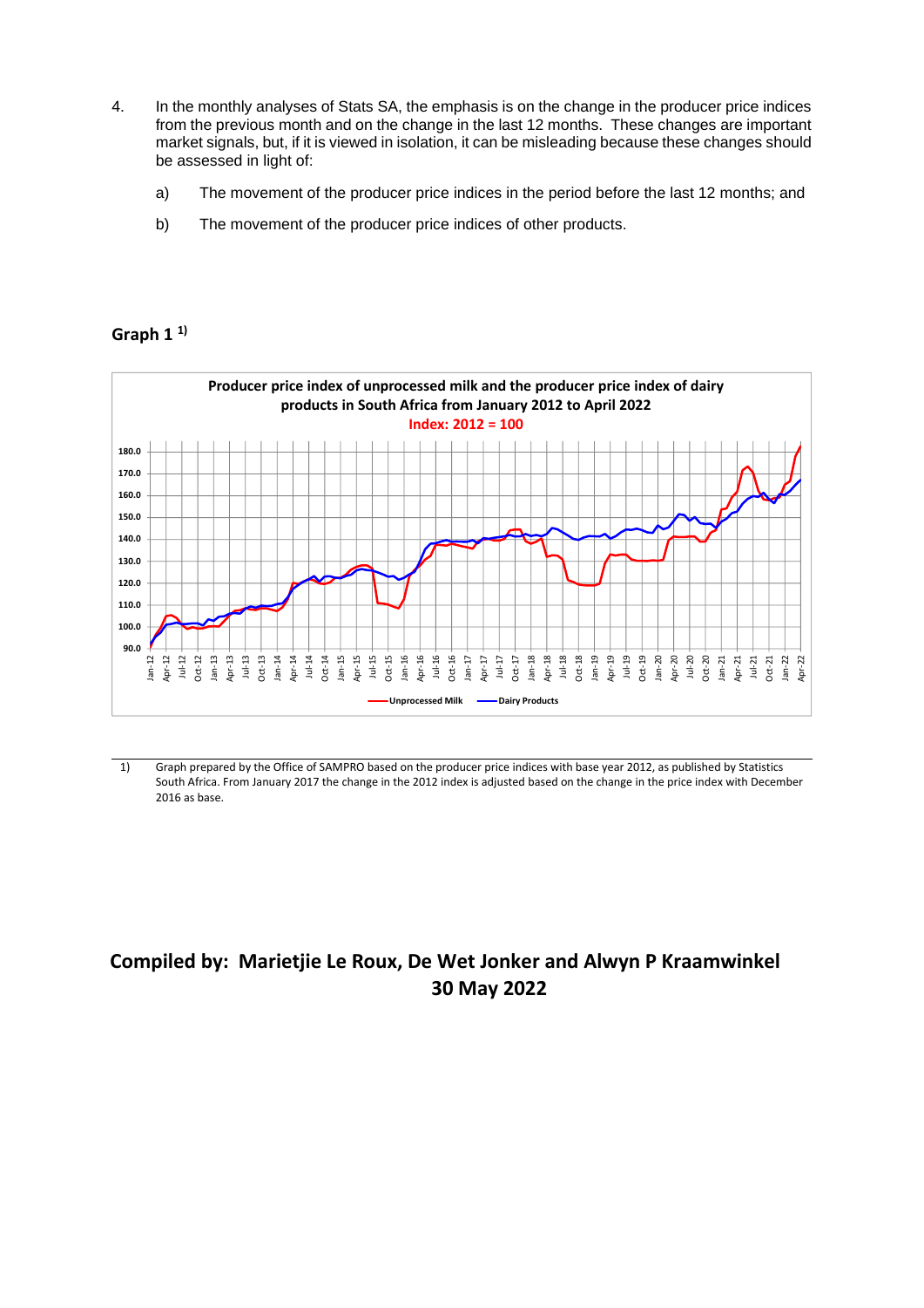4. In the monthly analyses of Stats SA, the emphasis is on the change in the producer price indices from the previous month and on the change in the last 12 months. These changes are important market signals, but, if it is viewed in isolation, it can be misleading because these changes should be assessed in light of:

   a) The movement of the producer price indices in the period before the last 12 months; and

   b) The movement of the producer price indices of other products.

**Graph 1 [1)]**

**Producer price index of unprocessed milk and the producer price index of dairy products in South Africa from January 2012 to April 2022**

**Index: 2012 = 100**

---

1) Graph prepared by the Office of SAMPRO based on the producer price indices with base year 2012, as published by Statistics South Africa. From January 2017 the change in the 2012 index is adjusted based on the change in the price index with December 2016 as base.

## Compiled by: Marietjie Le Roux, De Wet Jonker and Alwyn P Kraamwinkel

## 30 May 2022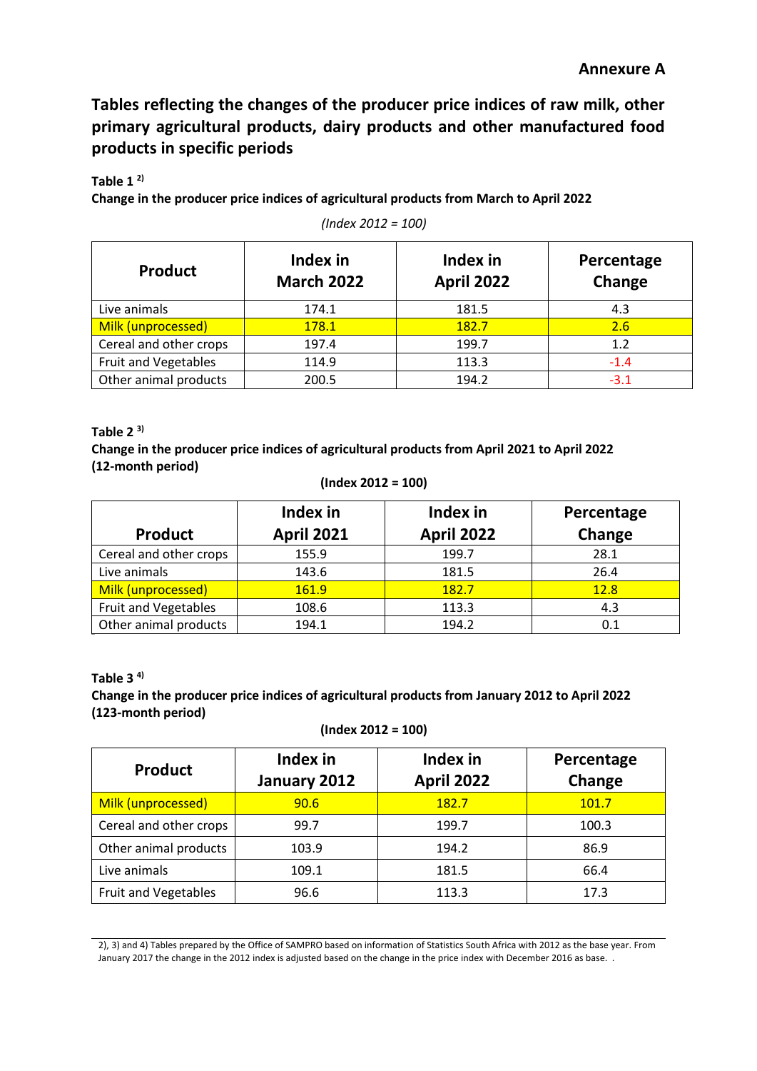**Annexure A**

## Tables reflecting the changes of the producer price indices of raw milk, other primary agricultural products, dairy products and other manufactured food products in specific periods

**Table 1** [2)]

**Change in the producer price indices of agricultural products from March to April 2022**

*(Index 2012 = 100)*

| Product | Index in March 2022 | Index in April 2022 | Percentage Change |
|---|---|---|---|
| Live animals | 174.1 | 181.5 | 4.3 |
| Milk (unprocessed) | 178.1 | 182.7 | 2.6 |
| Cereal and other crops | 197.4 | 199.7 | 1.2 |
| Fruit and Vegetables | 114.9 | 113.3 | -1.4 |
| Other animal products | 200.5 | 194.2 | -3.1 |

**Table 2** [3)]

**Change in the producer price indices of agricultural products from April 2021 to April 2022 (12-month period)**

**(Index 2012 = 100)**

| Product | Index in April 2021 | Index in April 2022 | Percentage Change |
|---|---|---|---|
| Cereal and other crops | 155.9 | 199.7 | 28.1 |
| Live animals | 143.6 | 181.5 | 26.4 |
| Milk (unprocessed) | 161.9 | 182.7 | 12.8 |
| Fruit and Vegetables | 108.6 | 113.3 | 4.3 |
| Other animal products | 194.1 | 194.2 | 0.1 |

**Table 3** [4)]

**Change in the producer price indices of agricultural products from January 2012 to April 2022 (123-month period)**

**(Index 2012 = 100)**

| Product | Index in January 2012 | Index in April 2022 | Percentage Change |
|---|---|---|---|
| Milk (unprocessed) | 90.6 | 182.7 | 101.7 |
| Cereal and other crops | 99.7 | 199.7 | 100.3 |
| Other animal products | 103.9 | 194.2 | 86.9 |
| Live animals | 109.1 | 181.5 | 66.4 |
| Fruit and Vegetables | 96.6 | 113.3 | 17.3 |

2), 3) and 4) Tables prepared by the Office of SAMPRO based on information of Statistics South Africa with 2012 as the base year. From January 2017 the change in the 2012 index is adjusted based on the change in the price index with December 2016 as base. .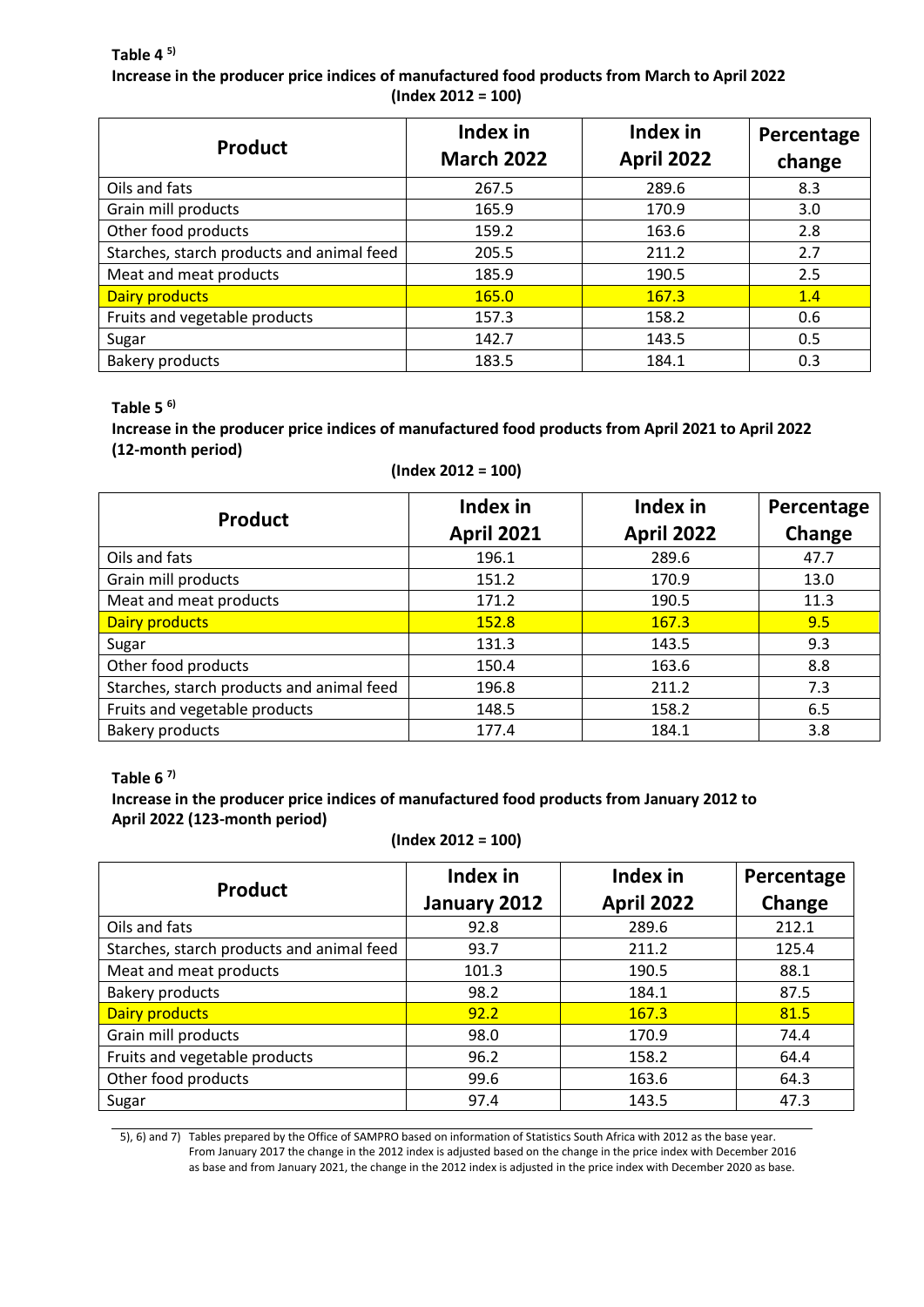**Table 4** [5)]

**Increase in the producer price indices of manufactured food products from March to April 2022**
**(Index 2012 = 100)**

| Product | Index in March 2022 | Index in April 2022 | Percentage change |
|---|---|---|---|
| Oils and fats | 267.5 | 289.6 | 8.3 |
| Grain mill products | 165.9 | 170.9 | 3.0 |
| Other food products | 159.2 | 163.6 | 2.8 |
| Starches, starch products and animal feed | 205.5 | 211.2 | 2.7 |
| Meat and meat products | 185.9 | 190.5 | 2.5 |
| Dairy products | 165.0 | 167.3 | 1.4 |
| Fruits and vegetable products | 157.3 | 158.2 | 0.6 |
| Sugar | 142.7 | 143.5 | 0.5 |
| Bakery products | 183.5 | 184.1 | 0.3 |

**Table 5** [6)]

**Increase in the producer price indices of manufactured food products from April 2021 to April 2022 (12-month period)**

**(Index 2012 = 100)**

| Product | Index in April 2021 | Index in April 2022 | Percentage Change |
|---|---|---|---|
| Oils and fats | 196.1 | 289.6 | 47.7 |
| Grain mill products | 151.2 | 170.9 | 13.0 |
| Meat and meat products | 171.2 | 190.5 | 11.3 |
| Dairy products | 152.8 | 167.3 | 9.5 |
| Sugar | 131.3 | 143.5 | 9.3 |
| Other food products | 150.4 | 163.6 | 8.8 |
| Starches, starch products and animal feed | 196.8 | 211.2 | 7.3 |
| Fruits and vegetable products | 148.5 | 158.2 | 6.5 |
| Bakery products | 177.4 | 184.1 | 3.8 |

**Table 6** [7)]

**Increase in the producer price indices of manufactured food products from January 2012 to April 2022 (123-month period)**

**(Index 2012 = 100)**

| Product | Index in January 2012 | Index in April 2022 | Percentage Change |
|---|---|---|---|
| Oils and fats | 92.8 | 289.6 | 212.1 |
| Starches, starch products and animal feed | 93.7 | 211.2 | 125.4 |
| Meat and meat products | 101.3 | 190.5 | 88.1 |
| Bakery products | 98.2 | 184.1 | 87.5 |
| Dairy products | 92.2 | 167.3 | 81.5 |
| Grain mill products | 98.0 | 170.9 | 74.4 |
| Fruits and vegetable products | 96.2 | 158.2 | 64.4 |
| Other food products | 99.6 | 163.6 | 64.3 |
| Sugar | 97.4 | 143.5 | 47.3 |

5), 6) and 7) Tables prepared by the Office of SAMPRO based on information of Statistics South Africa with 2012 as the base year. From January 2017 the change in the 2012 index is adjusted based on the change in the price index with December 2016 as base and from January 2021, the change in the 2012 index is adjusted in the price index with December 2020 as base.